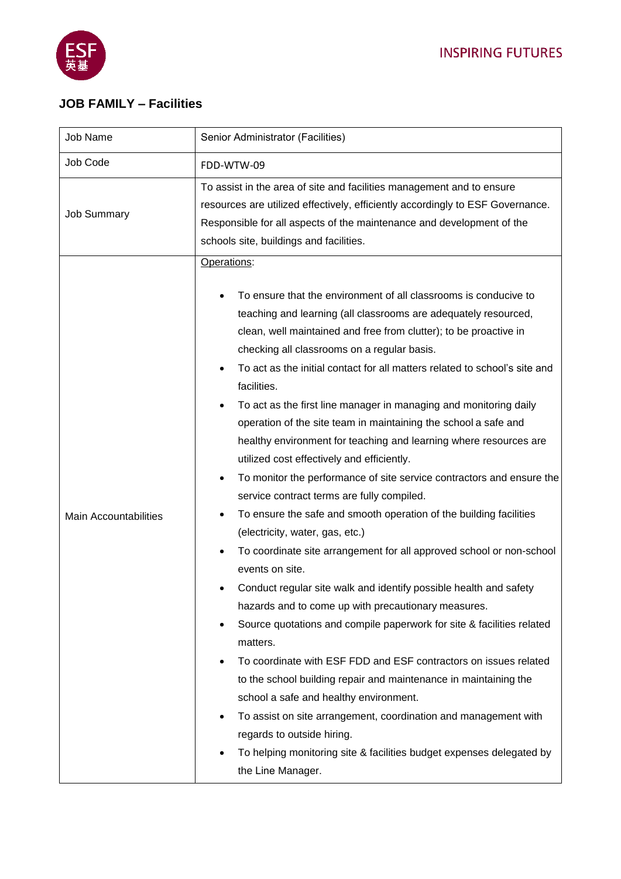## JOB FAMILY – Facilities

| Job Name | Senior Administrator (Facilities) |
|---|---|
| Job Code | FDD-WTW-09 |
| Job Summary | To assist in the area of site and facilities management and to ensure resources are utilized effectively, efficiently accordingly to ESF Governance. Responsible for all aspects of the maintenance and development of the schools site, buildings and facilities. |
| Main Accountabilities | Operations:<br><br>• To ensure that the environment of all classrooms is conducive to teaching and learning (all classrooms are adequately resourced, clean, well maintained and free from clutter); to be proactive in checking all classrooms on a regular basis.<br>• To act as the initial contact for all matters related to school's site and facilities.<br>• To act as the first line manager in managing and monitoring daily operation of the site team in maintaining the school a safe and healthy environment for teaching and learning where resources are utilized cost effectively and efficiently.<br>• To monitor the performance of site service contractors and ensure the service contract terms are fully compiled.<br>• To ensure the safe and smooth operation of the building facilities (electricity, water, gas, etc.)<br>• To coordinate site arrangement for all approved school or non-school events on site.<br>• Conduct regular site walk and identify possible health and safety hazards and to come up with precautionary measures.<br>• Source quotations and compile paperwork for site & facilities related matters.<br>• To coordinate with ESF FDD and ESF contractors on issues related to the school building repair and maintenance in maintaining the school a safe and healthy environment.<br>• To assist on site arrangement, coordination and management with regards to outside hiring.<br>• To helping monitoring site & facilities budget expenses delegated by the Line Manager. |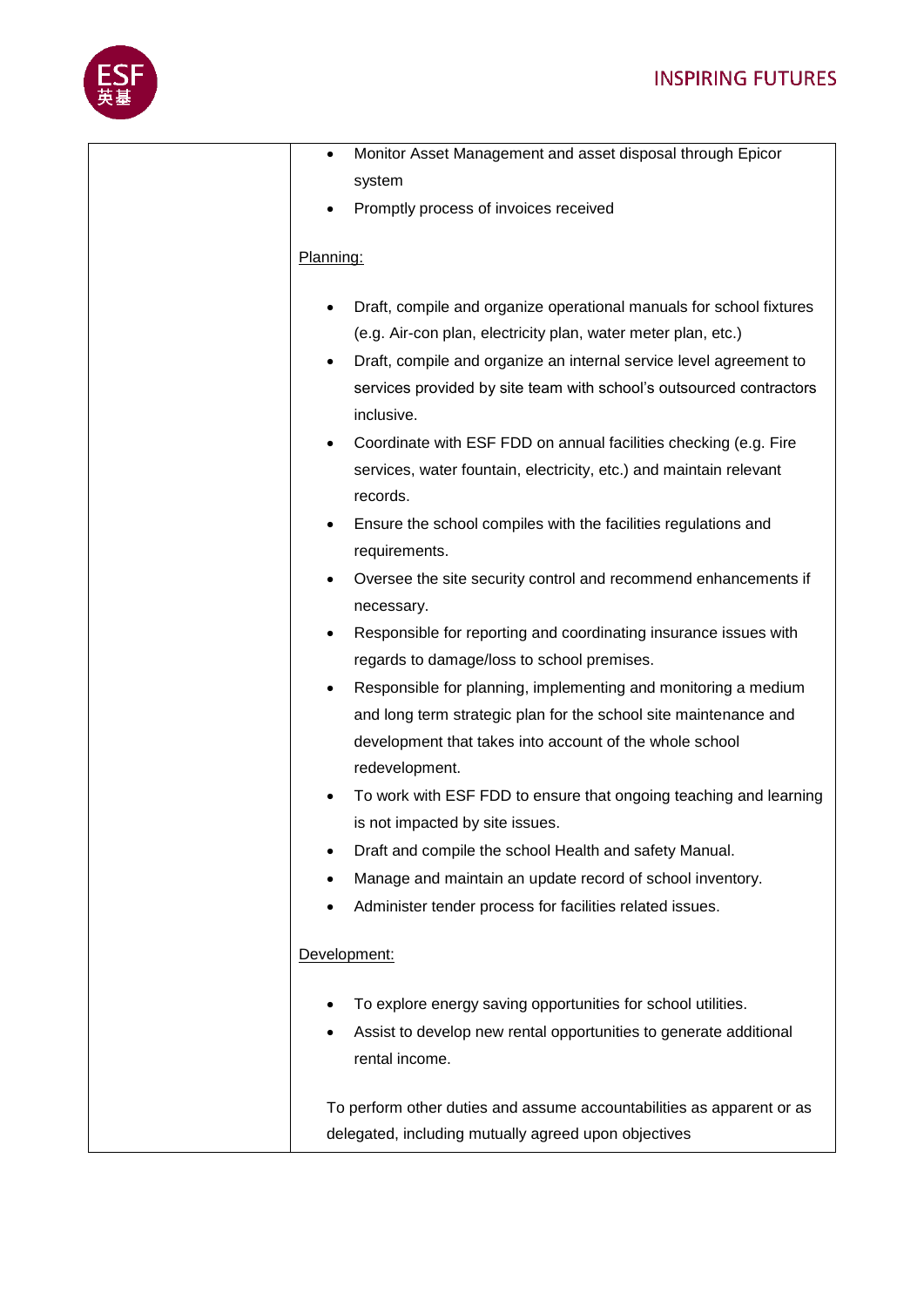| | |
|---|---|
| | • Monitor Asset Management and asset disposal through Epicor system<br>• Promptly process of invoices received<br><br><u>Planning:</u><br><br>• Draft, compile and organize operational manuals for school fixtures (e.g. Air-con plan, electricity plan, water meter plan, etc.)<br>• Draft, compile and organize an internal service level agreement to services provided by site team with school's outsourced contractors inclusive.<br>• Coordinate with ESF FDD on annual facilities checking (e.g. Fire services, water fountain, electricity, etc.) and maintain relevant records.<br>• Ensure the school compiles with the facilities regulations and requirements.<br>• Oversee the site security control and recommend enhancements if necessary.<br>• Responsible for reporting and coordinating insurance issues with regards to damage/loss to school premises.<br>• Responsible for planning, implementing and monitoring a medium and long term strategic plan for the school site maintenance and development that takes into account of the whole school redevelopment.<br>• To work with ESF FDD to ensure that ongoing teaching and learning is not impacted by site issues.<br>• Draft and compile the school Health and safety Manual.<br>• Manage and maintain an update record of school inventory.<br>• Administer tender process for facilities related issues.<br><br><u>Development:</u><br><br>• To explore energy saving opportunities for school utilities.<br>• Assist to develop new rental opportunities to generate additional rental income.<br><br>To perform other duties and assume accountabilities as apparent or as delegated, including mutually agreed upon objectives |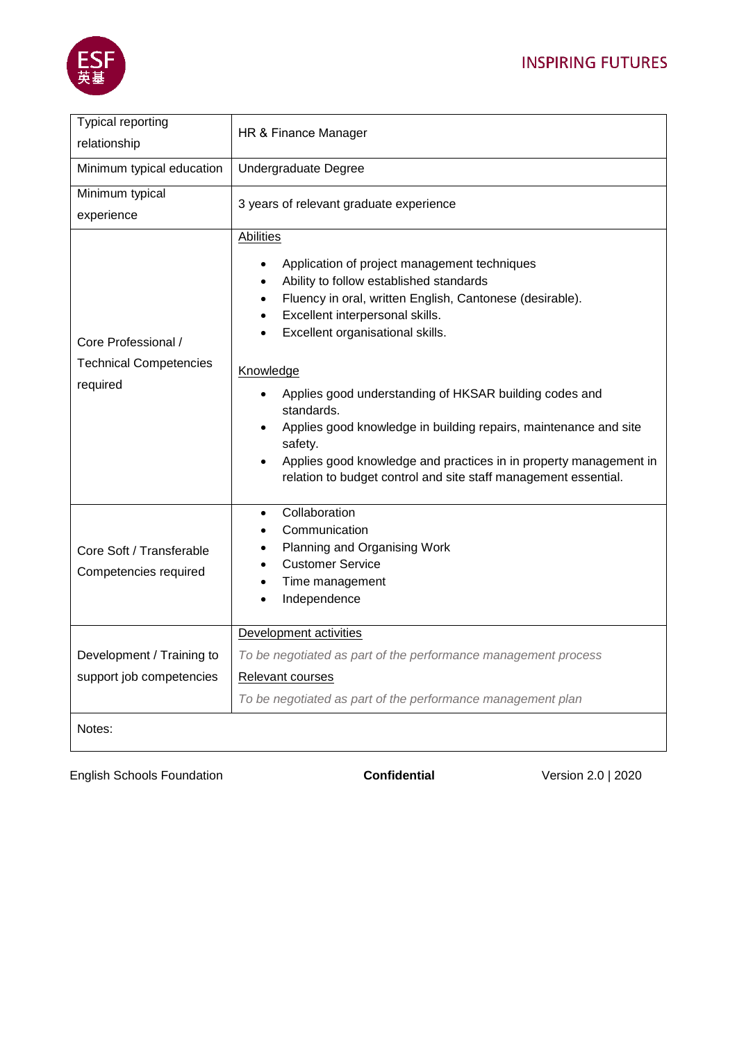| | |
|---|---|
| Typical reporting relationship | HR & Finance Manager |
| Minimum typical education | Undergraduate Degree |
| Minimum typical experience | 3 years of relevant graduate experience |
| Core Professional / Technical Competencies required | Abilities<br>• Application of project management techniques<br>• Ability to follow established standards<br>• Fluency in oral, written English, Cantonese (desirable).<br>• Excellent interpersonal skills.<br>• Excellent organisational skills.<br><br>Knowledge<br>• Applies good understanding of HKSAR building codes and standards.<br>• Applies good knowledge in building repairs, maintenance and site safety.<br>• Applies good knowledge and practices in in property management in relation to budget control and site staff management essential. |
| Core Soft / Transferable Competencies required | • Collaboration<br>• Communication<br>• Planning and Organising Work<br>• Customer Service<br>• Time management<br>• Independence |
| Development / Training to support job competencies | Development activities<br>*To be negotiated as part of the performance management process*<br>Relevant courses<br>*To be negotiated as part of the performance management plan* |
| Notes: | |

English Schools Foundation **Confidential** Version 2.0 | 2020